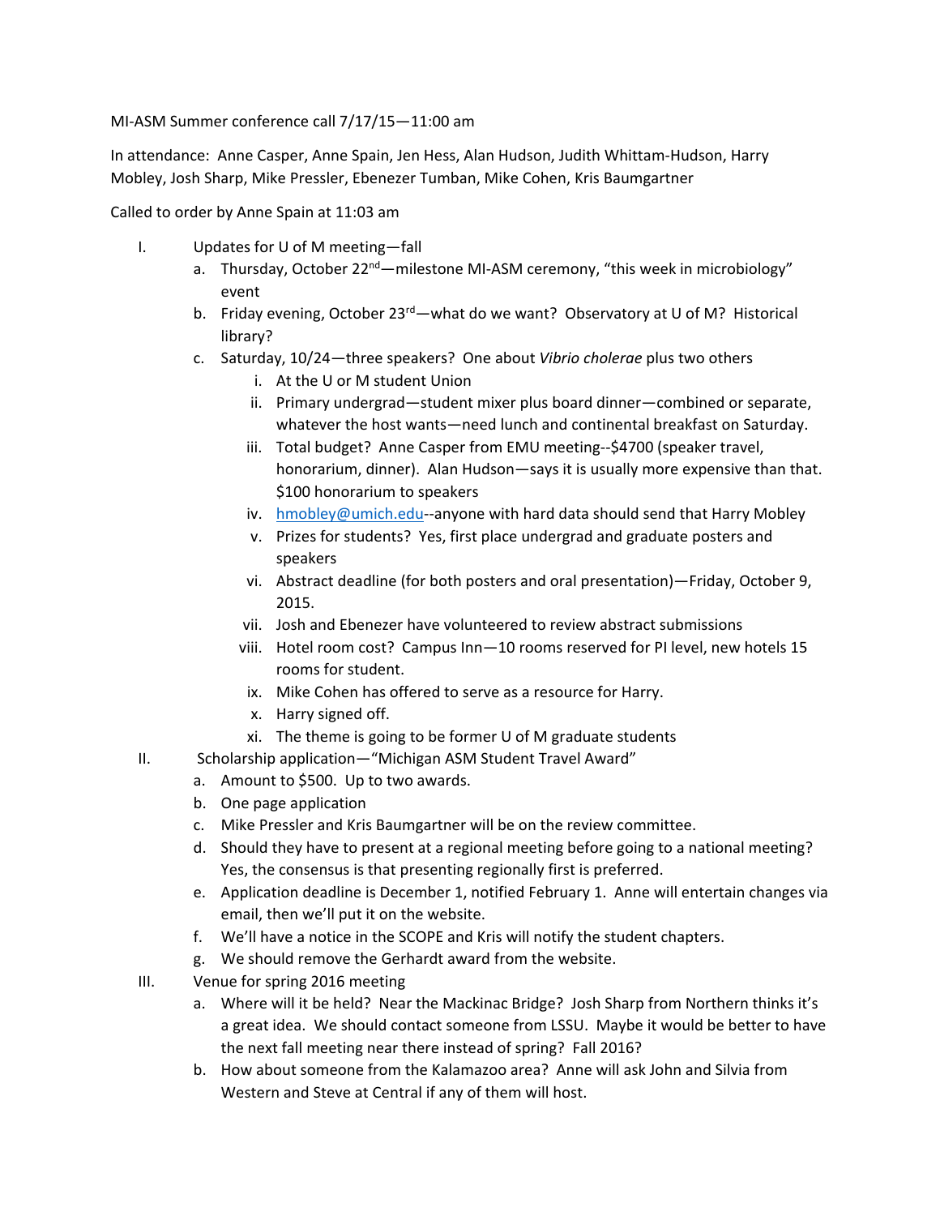MI-ASM Summer conference call 7/17/15—11:00 am

In attendance: Anne Casper, Anne Spain, Jen Hess, Alan Hudson, Judith Whittam-Hudson, Harry Mobley, Josh Sharp, Mike Pressler, Ebenezer Tumban, Mike Cohen, Kris Baumgartner

Called to order by Anne Spain at 11:03 am

I. Updates for U of M meeting—fall
   a. Thursday, October 22nd—milestone MI-ASM ceremony, "this week in microbiology" event
   b. Friday evening, October 23rd—what do we want? Observatory at U of M? Historical library?
   c. Saturday, 10/24—three speakers? One about *Vibrio cholerae* plus two others
      i. At the U or M student Union
      ii. Primary undergrad—student mixer plus board dinner—combined or separate, whatever the host wants—need lunch and continental breakfast on Saturday.
      iii. Total budget? Anne Casper from EMU meeting--$4700 (speaker travel, honorarium, dinner). Alan Hudson—says it is usually more expensive than that. $100 honorarium to speakers
      iv. hmobley@umich.edu--anyone with hard data should send that Harry Mobley
      v. Prizes for students? Yes, first place undergrad and graduate posters and speakers
      vi. Abstract deadline (for both posters and oral presentation)—Friday, October 9, 2015.
      vii. Josh and Ebenezer have volunteered to review abstract submissions
      viii. Hotel room cost? Campus Inn—10 rooms reserved for PI level, new hotels 15 rooms for student.
      ix. Mike Cohen has offered to serve as a resource for Harry.
      x. Harry signed off.
      xi. The theme is going to be former U of M graduate students

II. Scholarship application—"Michigan ASM Student Travel Award"
   a. Amount to $500. Up to two awards.
   b. One page application
   c. Mike Pressler and Kris Baumgartner will be on the review committee.
   d. Should they have to present at a regional meeting before going to a national meeting? Yes, the consensus is that presenting regionally first is preferred.
   e. Application deadline is December 1, notified February 1. Anne will entertain changes via email, then we'll put it on the website.
   f. We'll have a notice in the SCOPE and Kris will notify the student chapters.
   g. We should remove the Gerhardt award from the website.

III. Venue for spring 2016 meeting
   a. Where will it be held? Near the Mackinac Bridge? Josh Sharp from Northern thinks it's a great idea. We should contact someone from LSSU. Maybe it would be better to have the next fall meeting near there instead of spring? Fall 2016?
   b. How about someone from the Kalamazoo area? Anne will ask John and Silvia from Western and Steve at Central if any of them will host.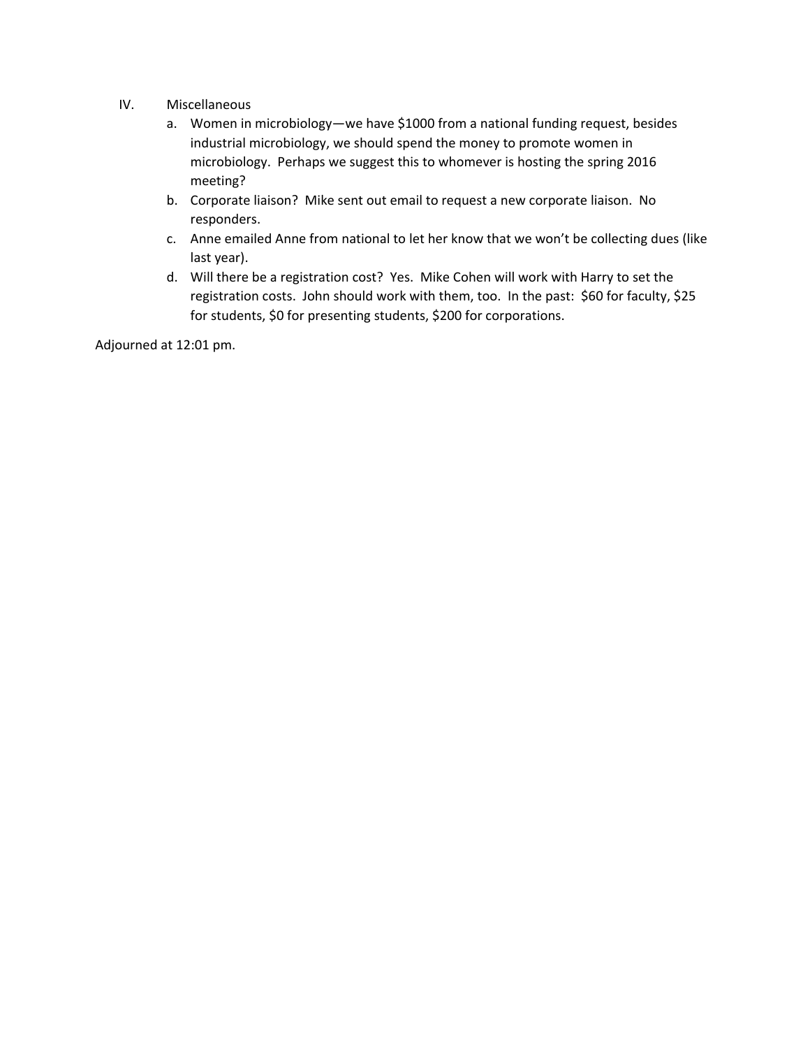IV. Miscellaneous

a. Women in microbiology—we have $1000 from a national funding request, besides industrial microbiology, we should spend the money to promote women in microbiology. Perhaps we suggest this to whomever is hosting the spring 2016 meeting?

b. Corporate liaison? Mike sent out email to request a new corporate liaison. No responders.

c. Anne emailed Anne from national to let her know that we won't be collecting dues (like last year).

d. Will there be a registration cost? Yes. Mike Cohen will work with Harry to set the registration costs. John should work with them, too. In the past: $60 for faculty, $25 for students, $0 for presenting students, $200 for corporations.

Adjourned at 12:01 pm.